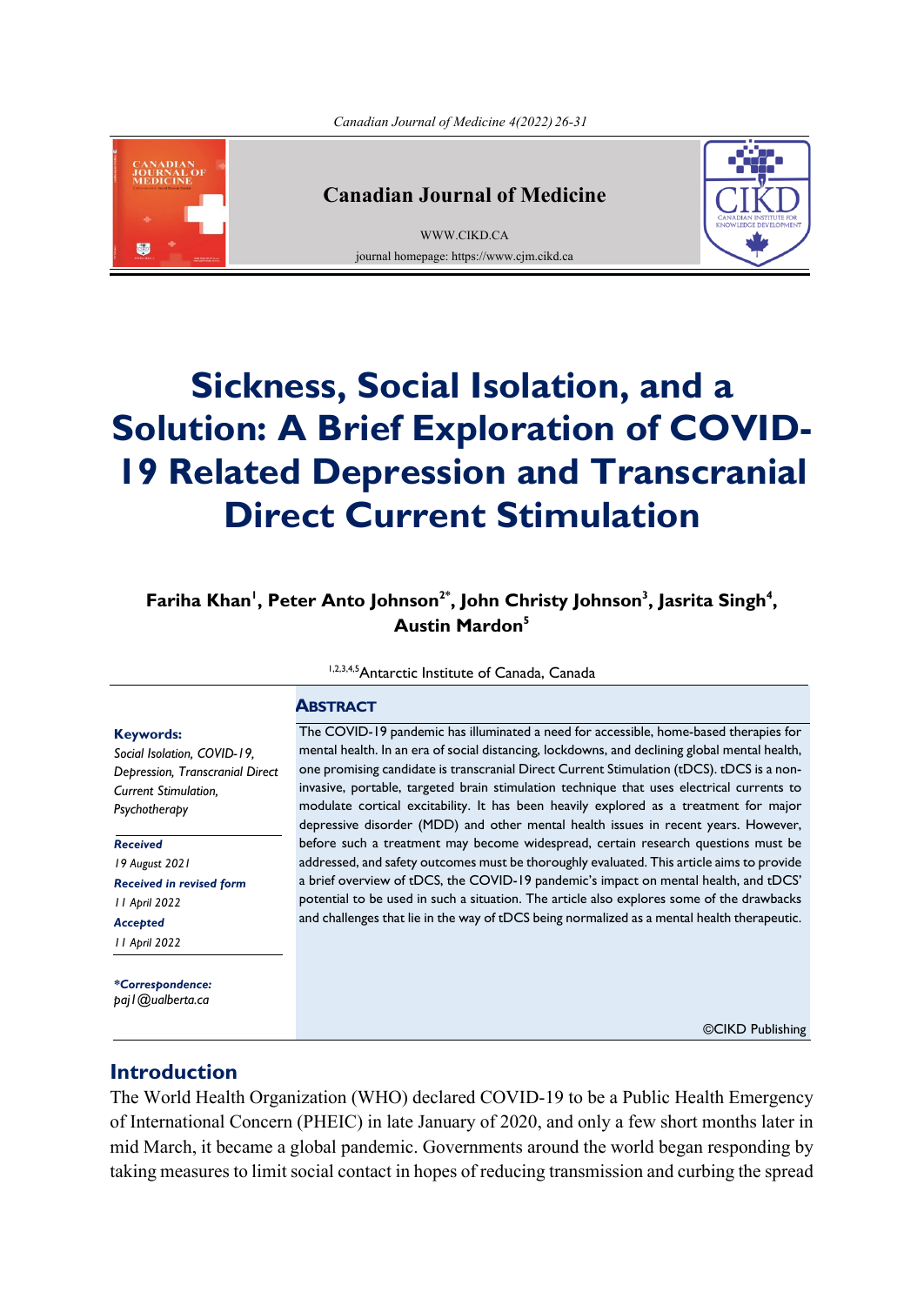# Sickness, Social Isolation, and a Solution: A Brief Exploration of COVID-19 Related Depression and Transcranial Direct Current Stimulation

**Fariha Khan[1], Peter Anto Johnson[2*], John Christy Johnson[3], Jasrita Singh[4], Austin Mardon[5]**

[1,2,3,4,5]Antarctic Institute of Canada, Canada

**Keywords:**
*Social Isolation, COVID-19, Depression, Transcranial Direct Current Stimulation, Psychotherapy*

***Received***
*19 August 2021*
***Received in revised form***
*11 April 2022*
***Accepted***
*11 April 2022*

***\*Correspondence:***
*paj1@ualberta.ca*

## Abstract

The COVID-19 pandemic has illuminated a need for accessible, home-based therapies for mental health. In an era of social distancing, lockdowns, and declining global mental health, one promising candidate is transcranial Direct Current Stimulation (tDCS). tDCS is a non-invasive, portable, targeted brain stimulation technique that uses electrical currents to modulate cortical excitability. It has been heavily explored as a treatment for major depressive disorder (MDD) and other mental health issues in recent years. However, before such a treatment may become widespread, certain research questions must be addressed, and safety outcomes must be thoroughly evaluated. This article aims to provide a brief overview of tDCS, the COVID-19 pandemic's impact on mental health, and tDCS' potential to be used in such a situation. The article also explores some of the drawbacks and challenges that lie in the way of tDCS being normalized as a mental health therapeutic.

©CIKD Publishing

## Introduction

The World Health Organization (WHO) declared COVID-19 to be a Public Health Emergency of International Concern (PHEIC) in late January of 2020, and only a few short months later in mid March, it became a global pandemic. Governments around the world began responding by taking measures to limit social contact in hopes of reducing transmission and curbing the spread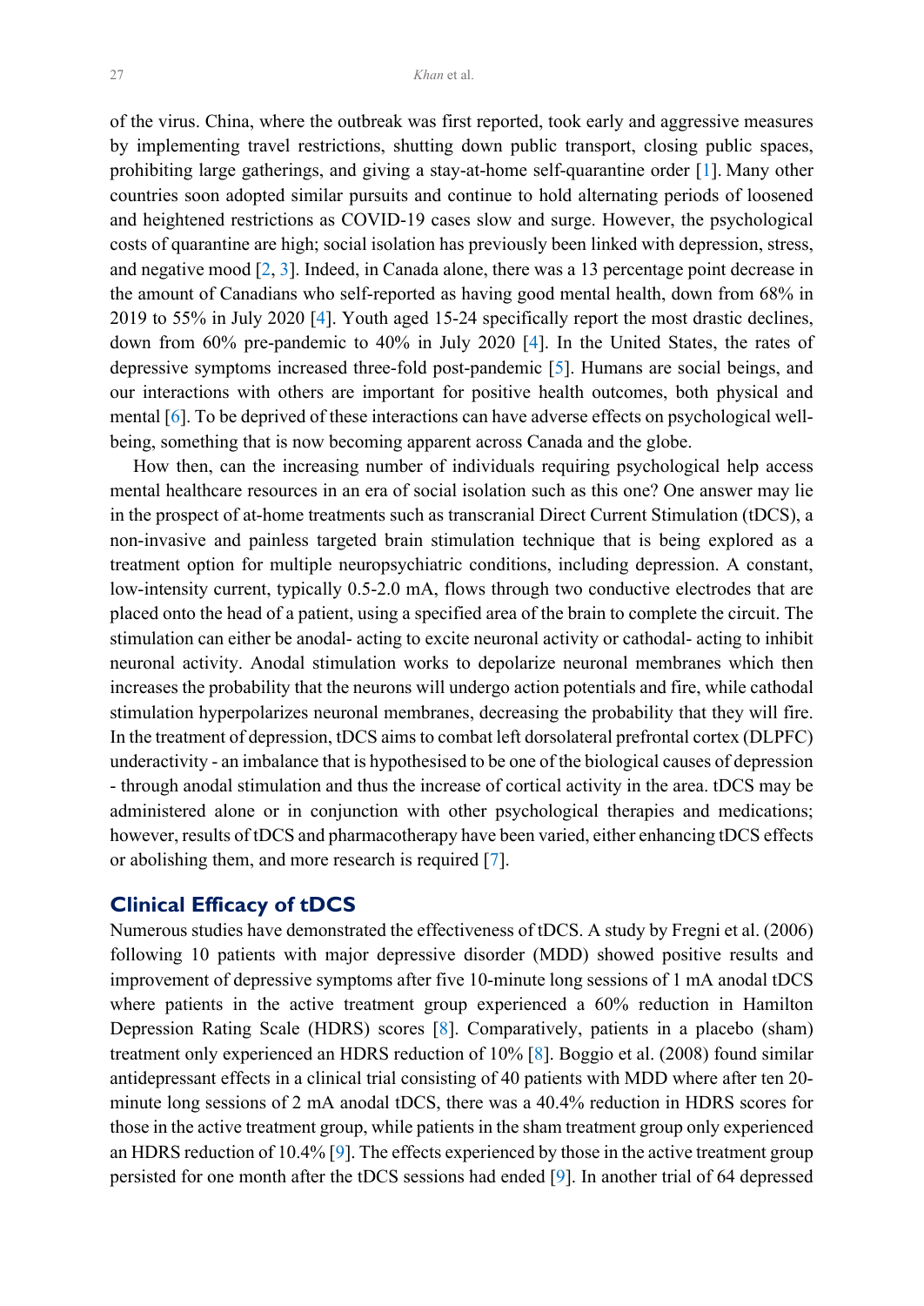of the virus. China, where the outbreak was first reported, took early and aggressive measures by implementing travel restrictions, shutting down public transport, closing public spaces, prohibiting large gatherings, and giving a stay-at-home self-quarantine order [1]. Many other countries soon adopted similar pursuits and continue to hold alternating periods of loosened and heightened restrictions as COVID-19 cases slow and surge. However, the psychological costs of quarantine are high; social isolation has previously been linked with depression, stress, and negative mood [2, 3]. Indeed, in Canada alone, there was a 13 percentage point decrease in the amount of Canadians who self-reported as having good mental health, down from 68% in 2019 to 55% in July 2020 [4]. Youth aged 15-24 specifically report the most drastic declines, down from 60% pre-pandemic to 40% in July 2020 [4]. In the United States, the rates of depressive symptoms increased three-fold post-pandemic [5]. Humans are social beings, and our interactions with others are important for positive health outcomes, both physical and mental [6]. To be deprived of these interactions can have adverse effects on psychological well-being, something that is now becoming apparent across Canada and the globe.

How then, can the increasing number of individuals requiring psychological help access mental healthcare resources in an era of social isolation such as this one? One answer may lie in the prospect of at-home treatments such as transcranial Direct Current Stimulation (tDCS), a non-invasive and painless targeted brain stimulation technique that is being explored as a treatment option for multiple neuropsychiatric conditions, including depression. A constant, low-intensity current, typically 0.5-2.0 mA, flows through two conductive electrodes that are placed onto the head of a patient, using a specified area of the brain to complete the circuit. The stimulation can either be anodal- acting to excite neuronal activity or cathodal- acting to inhibit neuronal activity. Anodal stimulation works to depolarize neuronal membranes which then increases the probability that the neurons will undergo action potentials and fire, while cathodal stimulation hyperpolarizes neuronal membranes, decreasing the probability that they will fire. In the treatment of depression, tDCS aims to combat left dorsolateral prefrontal cortex (DLPFC) underactivity - an imbalance that is hypothesised to be one of the biological causes of depression - through anodal stimulation and thus the increase of cortical activity in the area. tDCS may be administered alone or in conjunction with other psychological therapies and medications; however, results of tDCS and pharmacotherapy have been varied, either enhancing tDCS effects or abolishing them, and more research is required [7].

## Clinical Efficacy of tDCS

Numerous studies have demonstrated the effectiveness of tDCS. A study by Fregni et al. (2006) following 10 patients with major depressive disorder (MDD) showed positive results and improvement of depressive symptoms after five 10-minute long sessions of 1 mA anodal tDCS where patients in the active treatment group experienced a 60% reduction in Hamilton Depression Rating Scale (HDRS) scores [8]. Comparatively, patients in a placebo (sham) treatment only experienced an HDRS reduction of 10% [8]. Boggio et al. (2008) found similar antidepressant effects in a clinical trial consisting of 40 patients with MDD where after ten 20-minute long sessions of 2 mA anodal tDCS, there was a 40.4% reduction in HDRS scores for those in the active treatment group, while patients in the sham treatment group only experienced an HDRS reduction of 10.4% [9]. The effects experienced by those in the active treatment group persisted for one month after the tDCS sessions had ended [9]. In another trial of 64 depressed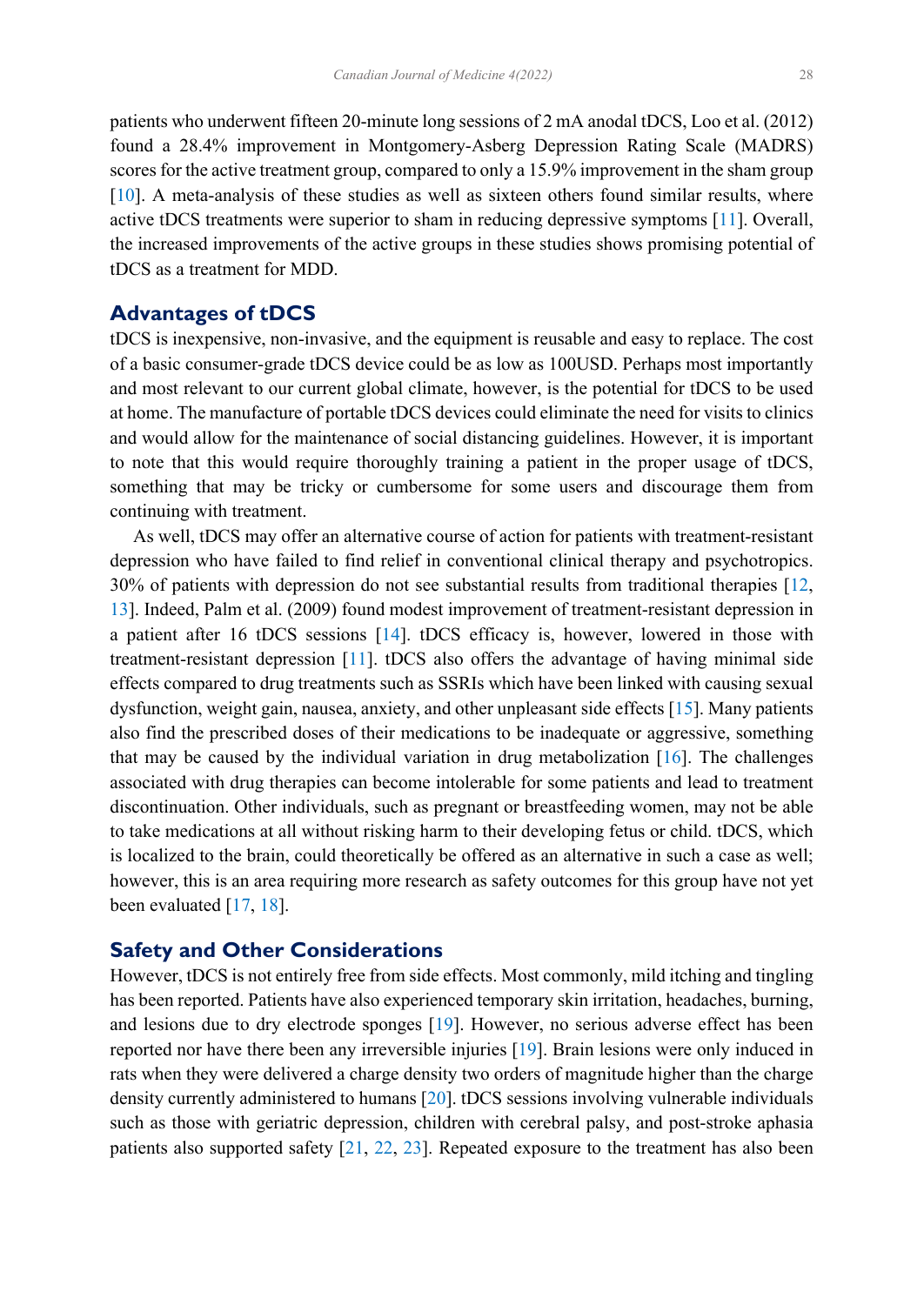patients who underwent fifteen 20-minute long sessions of 2 mA anodal tDCS, Loo et al. (2012) found a 28.4% improvement in Montgomery-Asberg Depression Rating Scale (MADRS) scores for the active treatment group, compared to only a 15.9% improvement in the sham group [10]. A meta-analysis of these studies as well as sixteen others found similar results, where active tDCS treatments were superior to sham in reducing depressive symptoms [11]. Overall, the increased improvements of the active groups in these studies shows promising potential of tDCS as a treatment for MDD.

## Advantages of tDCS

tDCS is inexpensive, non-invasive, and the equipment is reusable and easy to replace. The cost of a basic consumer-grade tDCS device could be as low as 100USD. Perhaps most importantly and most relevant to our current global climate, however, is the potential for tDCS to be used at home. The manufacture of portable tDCS devices could eliminate the need for visits to clinics and would allow for the maintenance of social distancing guidelines. However, it is important to note that this would require thoroughly training a patient in the proper usage of tDCS, something that may be tricky or cumbersome for some users and discourage them from continuing with treatment.

As well, tDCS may offer an alternative course of action for patients with treatment-resistant depression who have failed to find relief in conventional clinical therapy and psychotropics. 30% of patients with depression do not see substantial results from traditional therapies [12, 13]. Indeed, Palm et al. (2009) found modest improvement of treatment-resistant depression in a patient after 16 tDCS sessions [14]. tDCS efficacy is, however, lowered in those with treatment-resistant depression [11]. tDCS also offers the advantage of having minimal side effects compared to drug treatments such as SSRIs which have been linked with causing sexual dysfunction, weight gain, nausea, anxiety, and other unpleasant side effects [15]. Many patients also find the prescribed doses of their medications to be inadequate or aggressive, something that may be caused by the individual variation in drug metabolization [16]. The challenges associated with drug therapies can become intolerable for some patients and lead to treatment discontinuation. Other individuals, such as pregnant or breastfeeding women, may not be able to take medications at all without risking harm to their developing fetus or child. tDCS, which is localized to the brain, could theoretically be offered as an alternative in such a case as well; however, this is an area requiring more research as safety outcomes for this group have not yet been evaluated [17, 18].

## Safety and Other Considerations

However, tDCS is not entirely free from side effects. Most commonly, mild itching and tingling has been reported. Patients have also experienced temporary skin irritation, headaches, burning, and lesions due to dry electrode sponges [19]. However, no serious adverse effect has been reported nor have there been any irreversible injuries [19]. Brain lesions were only induced in rats when they were delivered a charge density two orders of magnitude higher than the charge density currently administered to humans [20]. tDCS sessions involving vulnerable individuals such as those with geriatric depression, children with cerebral palsy, and post-stroke aphasia patients also supported safety [21, 22, 23]. Repeated exposure to the treatment has also been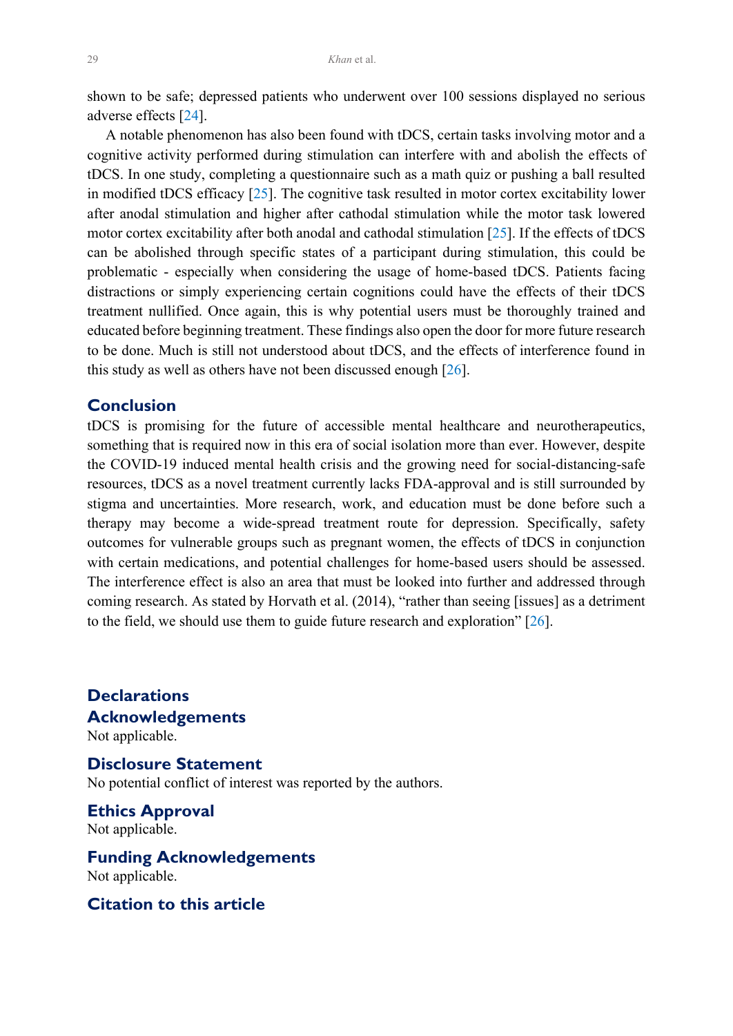shown to be safe; depressed patients who underwent over 100 sessions displayed no serious adverse effects [24].

A notable phenomenon has also been found with tDCS, certain tasks involving motor and a cognitive activity performed during stimulation can interfere with and abolish the effects of tDCS. In one study, completing a questionnaire such as a math quiz or pushing a ball resulted in modified tDCS efficacy [25]. The cognitive task resulted in motor cortex excitability lower after anodal stimulation and higher after cathodal stimulation while the motor task lowered motor cortex excitability after both anodal and cathodal stimulation [25]. If the effects of tDCS can be abolished through specific states of a participant during stimulation, this could be problematic - especially when considering the usage of home-based tDCS. Patients facing distractions or simply experiencing certain cognitions could have the effects of their tDCS treatment nullified. Once again, this is why potential users must be thoroughly trained and educated before beginning treatment. These findings also open the door for more future research to be done. Much is still not understood about tDCS, and the effects of interference found in this study as well as others have not been discussed enough [26].

## Conclusion

tDCS is promising for the future of accessible mental healthcare and neurotherapeutics, something that is required now in this era of social isolation more than ever. However, despite the COVID-19 induced mental health crisis and the growing need for social-distancing-safe resources, tDCS as a novel treatment currently lacks FDA-approval and is still surrounded by stigma and uncertainties. More research, work, and education must be done before such a therapy may become a wide-spread treatment route for depression. Specifically, safety outcomes for vulnerable groups such as pregnant women, the effects of tDCS in conjunction with certain medications, and potential challenges for home-based users should be assessed. The interference effect is also an area that must be looked into further and addressed through coming research. As stated by Horvath et al. (2014), "rather than seeing [issues] as a detriment to the field, we should use them to guide future research and exploration" [26].

## Declarations

## Acknowledgements

Not applicable.

## Disclosure Statement

No potential conflict of interest was reported by the authors.

## Ethics Approval

Not applicable.

## Funding Acknowledgements

Not applicable.

## Citation to this article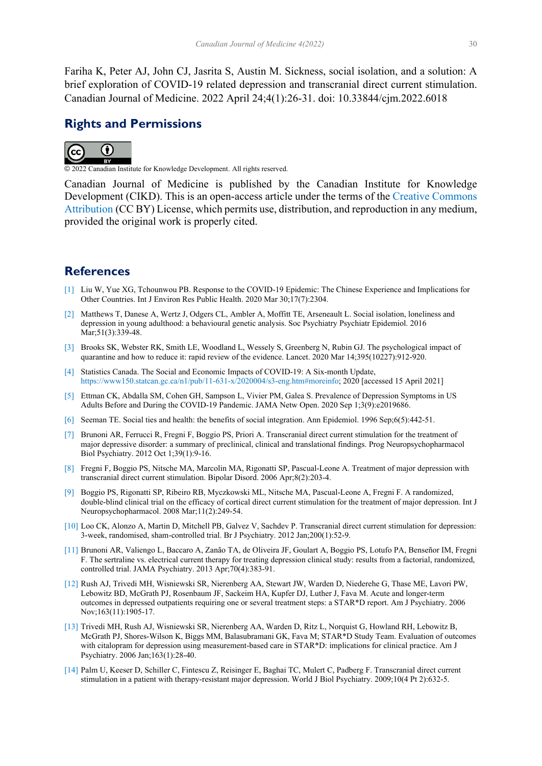Fariha K, Peter AJ, John CJ, Jasrita S, Austin M. Sickness, social isolation, and a solution: A brief exploration of COVID-19 related depression and transcranial direct current stimulation. Canadian Journal of Medicine. 2022 April 24;4(1):26-31. doi: 10.33844/cjm.2022.6018

## Rights and Permissions

© 2022 Canadian Institute for Knowledge Development. All rights reserved.

Canadian Journal of Medicine is published by the Canadian Institute for Knowledge Development (CIKD). This is an open-access article under the terms of the Creative Commons Attribution (CC BY) License, which permits use, distribution, and reproduction in any medium, provided the original work is properly cited.

## References

[1] Liu W, Yue XG, Tchounwou PB. Response to the COVID-19 Epidemic: The Chinese Experience and Implications for Other Countries. Int J Environ Res Public Health. 2020 Mar 30;17(7):2304.

[2] Matthews T, Danese A, Wertz J, Odgers CL, Ambler A, Moffitt TE, Arseneault L. Social isolation, loneliness and depression in young adulthood: a behavioural genetic analysis. Soc Psychiatry Psychiatr Epidemiol. 2016 Mar;51(3):339-48.

[3] Brooks SK, Webster RK, Smith LE, Woodland L, Wessely S, Greenberg N, Rubin GJ. The psychological impact of quarantine and how to reduce it: rapid review of the evidence. Lancet. 2020 Mar 14;395(10227):912-920.

[4] Statistics Canada. The Social and Economic Impacts of COVID-19: A Six-month Update, https://www150.statcan.gc.ca/n1/pub/11-631-x/2020004/s3-eng.htm#moreinfo; 2020 [accessed 15 April 2021]

[5] Ettman CK, Abdalla SM, Cohen GH, Sampson L, Vivier PM, Galea S. Prevalence of Depression Symptoms in US Adults Before and During the COVID-19 Pandemic. JAMA Netw Open. 2020 Sep 1;3(9):e2019686.

[6] Seeman TE. Social ties and health: the benefits of social integration. Ann Epidemiol. 1996 Sep;6(5):442-51.

[7] Brunoni AR, Ferrucci R, Fregni F, Boggio PS, Priori A. Transcranial direct current stimulation for the treatment of major depressive disorder: a summary of preclinical, clinical and translational findings. Prog Neuropsychopharmacol Biol Psychiatry. 2012 Oct 1;39(1):9-16.

[8] Fregni F, Boggio PS, Nitsche MA, Marcolin MA, Rigonatti SP, Pascual-Leone A. Treatment of major depression with transcranial direct current stimulation. Bipolar Disord. 2006 Apr;8(2):203-4.

[9] Boggio PS, Rigonatti SP, Ribeiro RB, Myczkowski ML, Nitsche MA, Pascual-Leone A, Fregni F. A randomized, double-blind clinical trial on the efficacy of cortical direct current stimulation for the treatment of major depression. Int J Neuropsychopharmacol. 2008 Mar;11(2):249-54.

[10] Loo CK, Alonzo A, Martin D, Mitchell PB, Galvez V, Sachdev P. Transcranial direct current stimulation for depression: 3-week, randomised, sham-controlled trial. Br J Psychiatry. 2012 Jan;200(1):52-9.

[11] Brunoni AR, Valiengo L, Baccaro A, Zanão TA, de Oliveira JF, Goulart A, Boggio PS, Lotufo PA, Benseñor IM, Fregni F. The sertraline vs. electrical current therapy for treating depression clinical study: results from a factorial, randomized, controlled trial. JAMA Psychiatry. 2013 Apr;70(4):383-91.

[12] Rush AJ, Trivedi MH, Wisniewski SR, Nierenberg AA, Stewart JW, Warden D, Niederehe G, Thase ME, Lavori PW, Lebowitz BD, McGrath PJ, Rosenbaum JF, Sackeim HA, Kupfer DJ, Luther J, Fava M. Acute and longer-term outcomes in depressed outpatients requiring one or several treatment steps: a STAR*D report. Am J Psychiatry. 2006 Nov;163(11):1905-17.

[13] Trivedi MH, Rush AJ, Wisniewski SR, Nierenberg AA, Warden D, Ritz L, Norquist G, Howland RH, Lebowitz B, McGrath PJ, Shores-Wilson K, Biggs MM, Balasubramani GK, Fava M; STAR*D Study Team. Evaluation of outcomes with citalopram for depression using measurement-based care in STAR*D: implications for clinical practice. Am J Psychiatry. 2006 Jan;163(1):28-40.

[14] Palm U, Keeser D, Schiller C, Fintescu Z, Reisinger E, Baghai TC, Mulert C, Padberg F. Transcranial direct current stimulation in a patient with therapy-resistant major depression. World J Biol Psychiatry. 2009;10(4 Pt 2):632-5.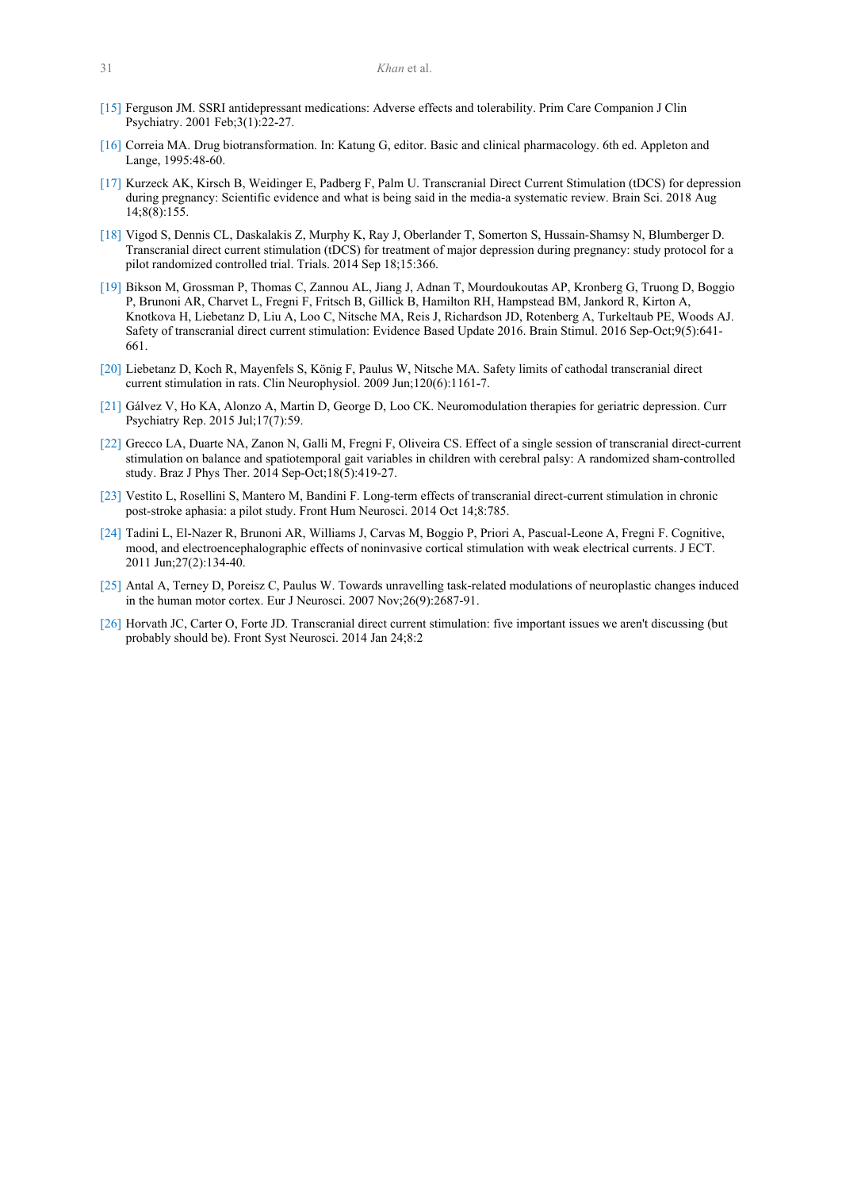[15] Ferguson JM. SSRI antidepressant medications: Adverse effects and tolerability. Prim Care Companion J Clin Psychiatry. 2001 Feb;3(1):22-27.

[16] Correia MA. Drug biotransformation. In: Katung G, editor. Basic and clinical pharmacology. 6th ed. Appleton and Lange, 1995:48-60.

[17] Kurzeck AK, Kirsch B, Weidinger E, Padberg F, Palm U. Transcranial Direct Current Stimulation (tDCS) for depression during pregnancy: Scientific evidence and what is being said in the media-a systematic review. Brain Sci. 2018 Aug 14;8(8):155.

[18] Vigod S, Dennis CL, Daskalakis Z, Murphy K, Ray J, Oberlander T, Somerton S, Hussain-Shamsy N, Blumberger D. Transcranial direct current stimulation (tDCS) for treatment of major depression during pregnancy: study protocol for a pilot randomized controlled trial. Trials. 2014 Sep 18;15:366.

[19] Bikson M, Grossman P, Thomas C, Zannou AL, Jiang J, Adnan T, Mourdoukoutas AP, Kronberg G, Truong D, Boggio P, Brunoni AR, Charvet L, Fregni F, Fritsch B, Gillick B, Hamilton RH, Hampstead BM, Jankord R, Kirton A, Knotkova H, Liebetanz D, Liu A, Loo C, Nitsche MA, Reis J, Richardson JD, Rotenberg A, Turkeltaub PE, Woods AJ. Safety of transcranial direct current stimulation: Evidence Based Update 2016. Brain Stimul. 2016 Sep-Oct;9(5):641-661.

[20] Liebetanz D, Koch R, Mayenfels S, König F, Paulus W, Nitsche MA. Safety limits of cathodal transcranial direct current stimulation in rats. Clin Neurophysiol. 2009 Jun;120(6):1161-7.

[21] Gálvez V, Ho KA, Alonzo A, Martin D, George D, Loo CK. Neuromodulation therapies for geriatric depression. Curr Psychiatry Rep. 2015 Jul;17(7):59.

[22] Grecco LA, Duarte NA, Zanon N, Galli M, Fregni F, Oliveira CS. Effect of a single session of transcranial direct-current stimulation on balance and spatiotemporal gait variables in children with cerebral palsy: A randomized sham-controlled study. Braz J Phys Ther. 2014 Sep-Oct;18(5):419-27.

[23] Vestito L, Rosellini S, Mantero M, Bandini F. Long-term effects of transcranial direct-current stimulation in chronic post-stroke aphasia: a pilot study. Front Hum Neurosci. 2014 Oct 14;8:785.

[24] Tadini L, El-Nazer R, Brunoni AR, Williams J, Carvas M, Boggio P, Priori A, Pascual-Leone A, Fregni F. Cognitive, mood, and electroencephalographic effects of noninvasive cortical stimulation with weak electrical currents. J ECT. 2011 Jun;27(2):134-40.

[25] Antal A, Terney D, Poreisz C, Paulus W. Towards unravelling task-related modulations of neuroplastic changes induced in the human motor cortex. Eur J Neurosci. 2007 Nov;26(9):2687-91.

[26] Horvath JC, Carter O, Forte JD. Transcranial direct current stimulation: five important issues we aren't discussing (but probably should be). Front Syst Neurosci. 2014 Jan 24;8:2